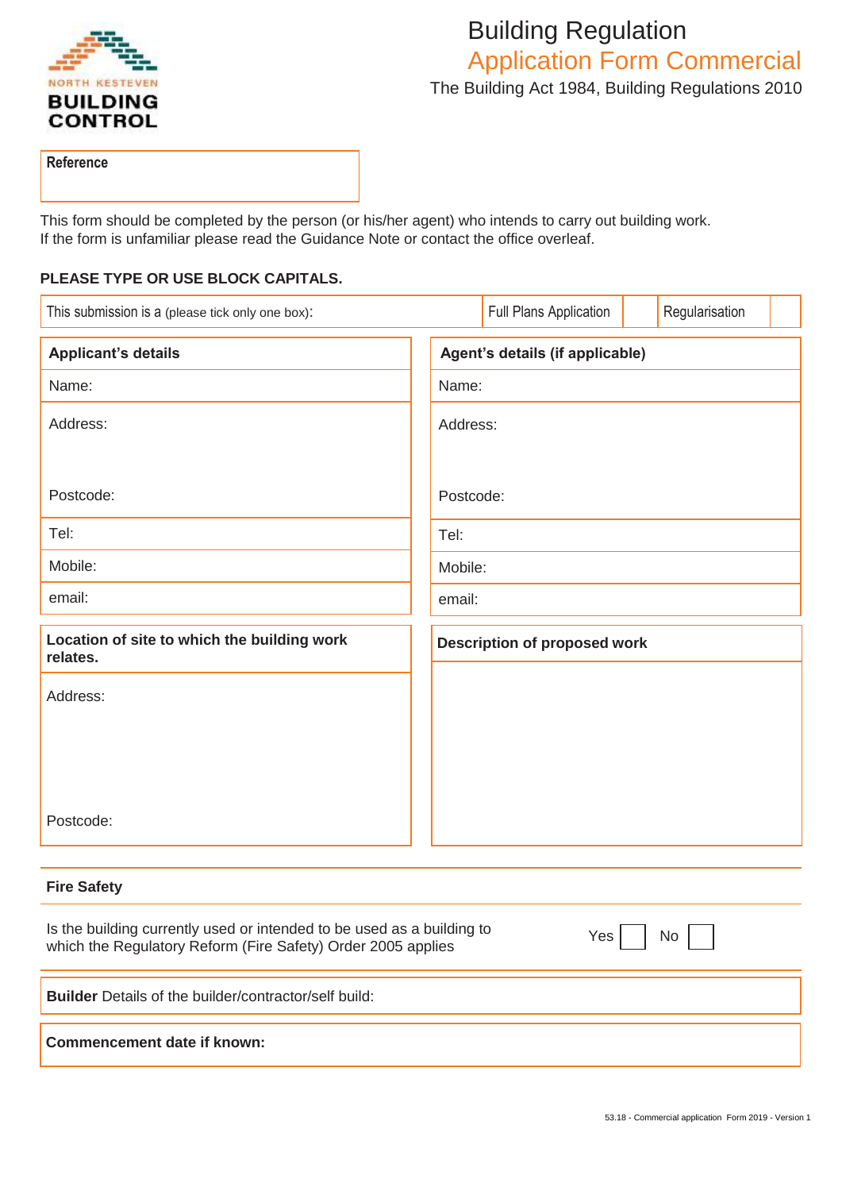NORTH KESTEVEN
**BUILDING CONTROL**

# Building Regulation
## Application Form Commercial

The Building Act 1984, Building Regulations 2010

| **Reference** |
| --- |
| |

This form should be completed by the person (or his/her agent) who intends to carry out building work.
If the form is unfamiliar please read the Guidance Note or contact the office overleaf.

**PLEASE TYPE OR USE BLOCK CAPITALS.**

| This submission is a (please tick only one box): | Full Plans Application | ☐ | Regularisation | ☐ |
| --- | --- | --- | --- | --- |

| **Applicant's details** | **Agent's details (if applicable)** |
| --- | --- |
| Name: | Name: |
| Address: | Address: |
| Postcode: | Postcode: |
| Tel: | Tel: |
| Mobile: | Mobile: |
| email: | email: |

| **Location of site to which the building work relates.** | **Description of proposed work** |
| --- | --- |
| Address: | |
| Postcode: | |

**Fire Safety**

Is the building currently used or intended to be used as a building to which the Regulatory Reform (Fire Safety) Order 2005 applies

Yes ☐ No ☐

**Builder** Details of the builder/contractor/self build:

**Commencement date if known:**

53.18 - Commercial application Form 2019 - Version 1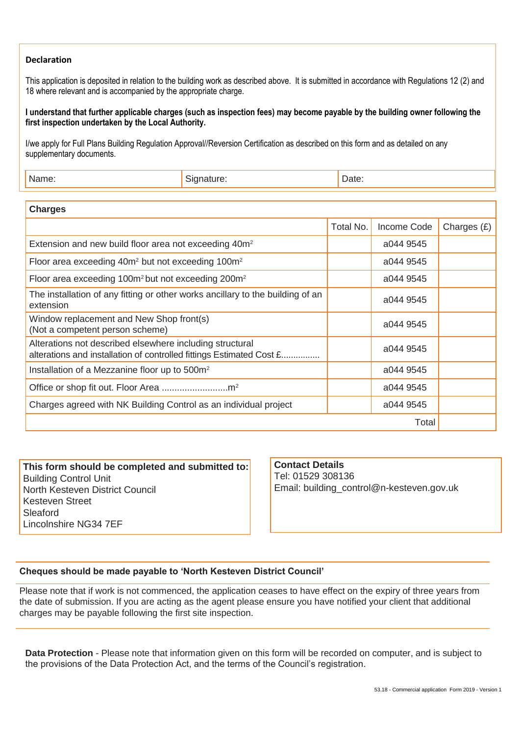## Declaration

This application is deposited in relation to the building work as described above. It is submitted in accordance with Regulations 12 (2) and 18 where relevant and is accompanied by the appropriate charge.

**I understand that further applicable charges (such as inspection fees) may become payable by the building owner following the first inspection undertaken by the Local Authority.**

I/we apply for Full Plans Building Regulation Approval//Reversion Certification as described on this form and as detailed on any supplementary documents.

| Name: | Signature: | Date: |
|---|---|---|

## Charges

| | Total No. | Income Code | Charges (£) |
|---|---|---|---|
| Extension and new build floor area not exceeding 40m$^2$ | | a044 9545 | |
| Floor area exceeding 40m$^2$ but not exceeding 100m$^2$ | | a044 9545 | |
| Floor area exceeding 100m$^2$ but not exceeding 200m$^2$ | | a044 9545 | |
| The installation of any fitting or other works ancillary to the building of an extension | | a044 9545 | |
| Window replacement and New Shop front(s) (Not a competent person scheme) | | a044 9545 | |
| Alterations not described elsewhere including structural alterations and installation of controlled fittings Estimated Cost £............... | | a044 9545 | |
| Installation of a Mezzanine floor up to 500m$^2$ | | a044 9545 | |
| Office or shop fit out. Floor Area ..........................m$^2$ | | a044 9545 | |
| Charges agreed with NK Building Control as an individual project | | a044 9545 | |
| Total | | | |

**This form should be completed and submitted to:**
Building Control Unit
North Kesteven District Council
Kesteven Street
Sleaford
Lincolnshire NG34 7EF

**Contact Details**
Tel: 01529 308136
Email: building_control@n-kesteven.gov.uk

**Cheques should be made payable to 'North Kesteven District Council'**

Please note that if work is not commenced, the application ceases to have effect on the expiry of three years from the date of submission. If you are acting as the agent please ensure you have notified your client that additional charges may be payable following the first site inspection.

**Data Protection** - Please note that information given on this form will be recorded on computer, and is subject to the provisions of the Data Protection Act, and the terms of the Council's registration.

53.18 - Commercial application Form 2019 - Version 1